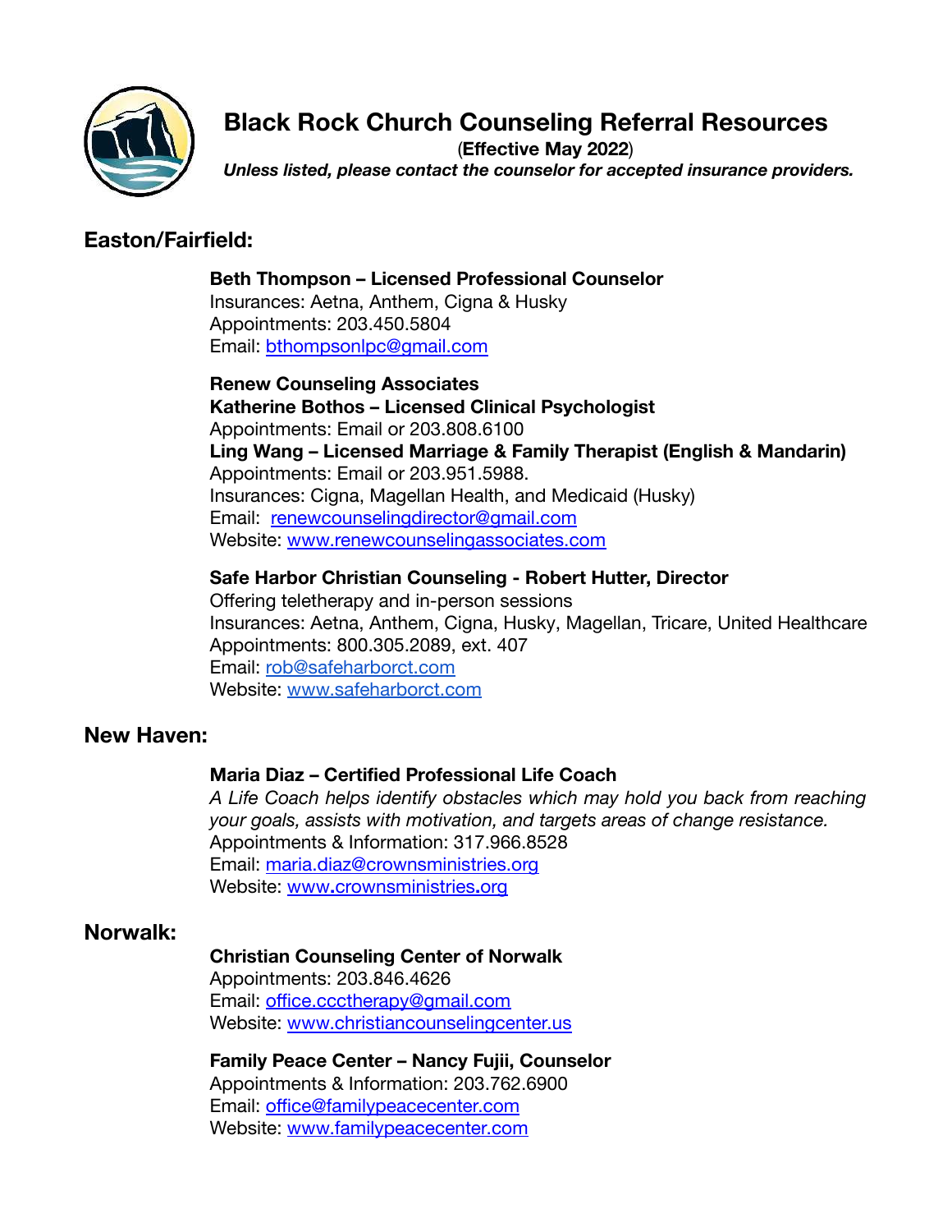# Black Rock Church Counseling Referral Resources

(**Effective May 2022**)

***Unless listed, please contact the counselor for accepted insurance providers.***

## Easton/Fairfield:

**Beth Thompson – Licensed Professional Counselor**
Insurances: Aetna, Anthem, Cigna & Husky
Appointments: 203.450.5804
Email: bthompsonlpc@gmail.com

**Renew Counseling Associates**
**Katherine Bothos – Licensed Clinical Psychologist**
Appointments: Email or 203.808.6100
**Ling Wang – Licensed Marriage & Family Therapist (English & Mandarin)**
Appointments: Email or 203.951.5988.
Insurances: Cigna, Magellan Health, and Medicaid (Husky)
Email: renewcounselingdirector@gmail.com
Website: www.renewcounselingassociates.com

**Safe Harbor Christian Counseling - Robert Hutter, Director**
Offering teletherapy and in-person sessions
Insurances: Aetna, Anthem, Cigna, Husky, Magellan, Tricare, United Healthcare
Appointments: 800.305.2089, ext. 407
Email: rob@safeharborct.com
Website: www.safeharborct.com

## New Haven:

**Maria Diaz – Certified Professional Life Coach**
*A Life Coach helps identify obstacles which may hold you back from reaching your goals, assists with motivation, and targets areas of change resistance.*
Appointments & Information: 317.966.8528
Email: maria.diaz@crownsministries.org
Website: www.crownsministries.org

## Norwalk:

**Christian Counseling Center of Norwalk**
Appointments: 203.846.4626
Email: office.ccctherapy@gmail.com
Website: www.christiancounselingcenter.us

**Family Peace Center – Nancy Fujii, Counselor**
Appointments & Information: 203.762.6900
Email: office@familypeacecenter.com
Website: www.familypeacecenter.com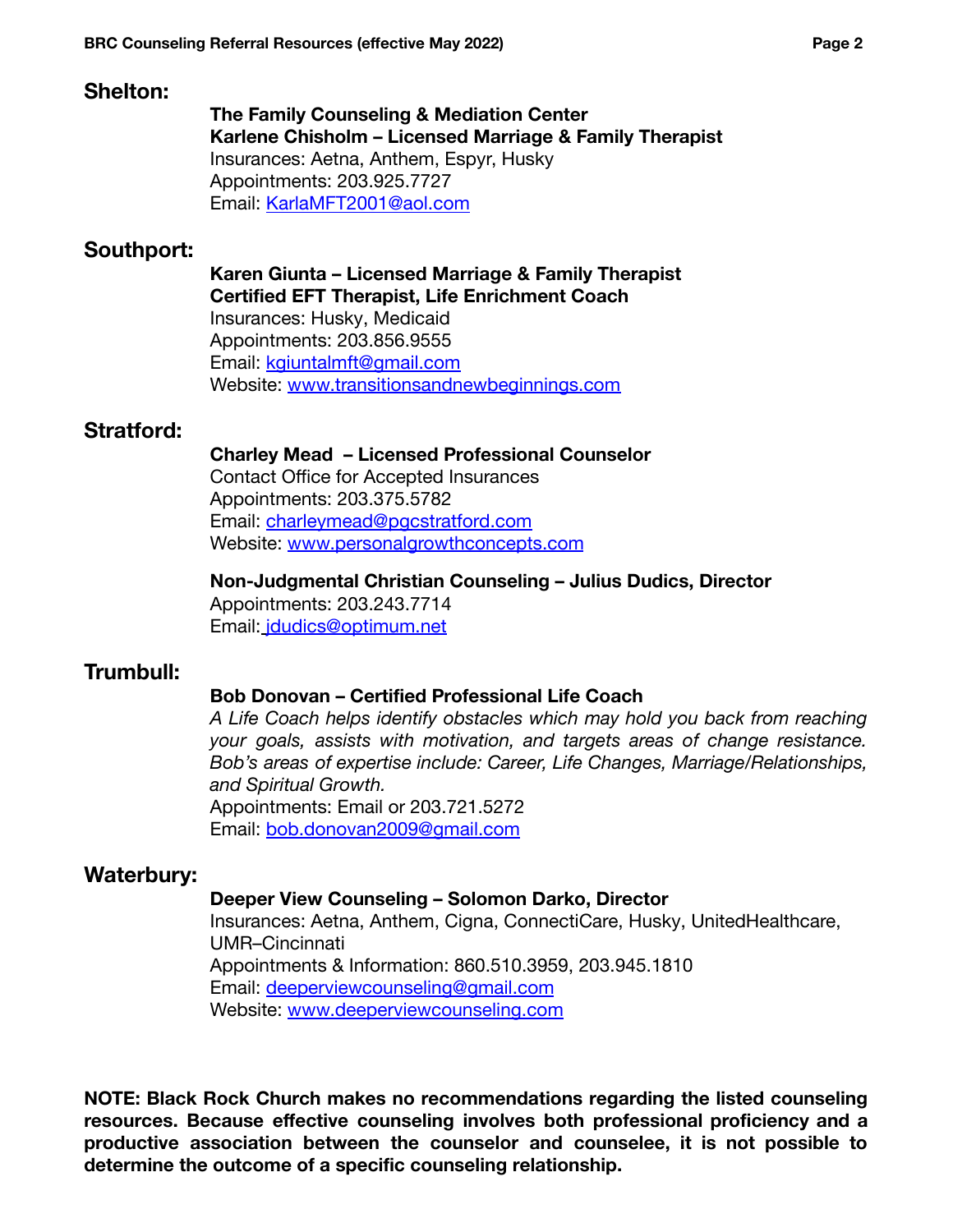## Shelton:

**The Family Counseling & Mediation Center**
**Karlene Chisholm – Licensed Marriage & Family Therapist**
Insurances: Aetna, Anthem, Espyr, Husky
Appointments: 203.925.7727
Email: KarlaMFT2001@aol.com

## Southport:

**Karen Giunta – Licensed Marriage & Family Therapist**
**Certified EFT Therapist, Life Enrichment Coach**
Insurances: Husky, Medicaid
Appointments: 203.856.9555
Email: kgiuntalmft@gmail.com
Website: www.transitionsandnewbeginnings.com

## Stratford:

**Charley Mead – Licensed Professional Counselor**
Contact Office for Accepted Insurances
Appointments: 203.375.5782
Email: charleymead@pgcstratford.com
Website: www.personalgrowthconcepts.com

**Non-Judgmental Christian Counseling – Julius Dudics, Director**
Appointments: 203.243.7714
Email: jdudics@optimum.net

## Trumbull:

**Bob Donovan – Certified Professional Life Coach**
*A Life Coach helps identify obstacles which may hold you back from reaching your goals, assists with motivation, and targets areas of change resistance. Bob's areas of expertise include: Career, Life Changes, Marriage/Relationships, and Spiritual Growth.*
Appointments: Email or 203.721.5272
Email: bob.donovan2009@gmail.com

## Waterbury:

**Deeper View Counseling – Solomon Darko, Director**
Insurances: Aetna, Anthem, Cigna, ConnectiCare, Husky, UnitedHealthcare, UMR–Cincinnati
Appointments & Information: 860.510.3959, 203.945.1810
Email: deeperviewcounseling@gmail.com
Website: www.deeperviewcounseling.com

**NOTE: Black Rock Church makes no recommendations regarding the listed counseling resources. Because effective counseling involves both professional proficiency and a productive association between the counselor and counselee, it is not possible to determine the outcome of a specific counseling relationship.**